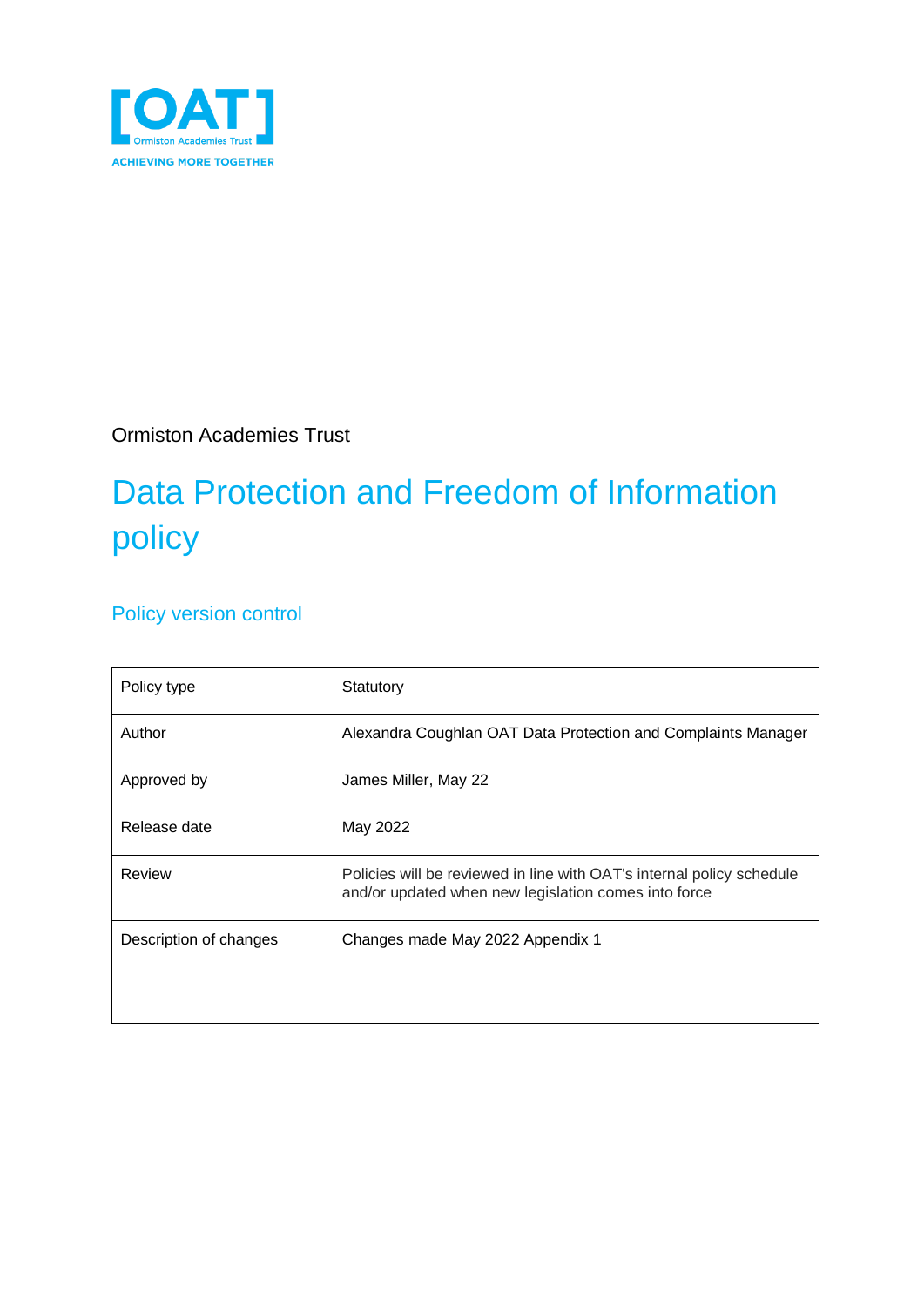[OAT]
Ormiston Academies Trust
ACHIEVING MORE TOGETHER

Ormiston Academies Trust

# Data Protection and Freedom of Information policy

## Policy version control

| Policy type | Statutory |
|---|---|
| Author | Alexandra Coughlan OAT Data Protection and Complaints Manager |
| Approved by | James Miller, May 22 |
| Release date | May 2022 |
| Review | Policies will be reviewed in line with OAT's internal policy schedule and/or updated when new legislation comes into force |
| Description of changes | Changes made May 2022 Appendix 1 |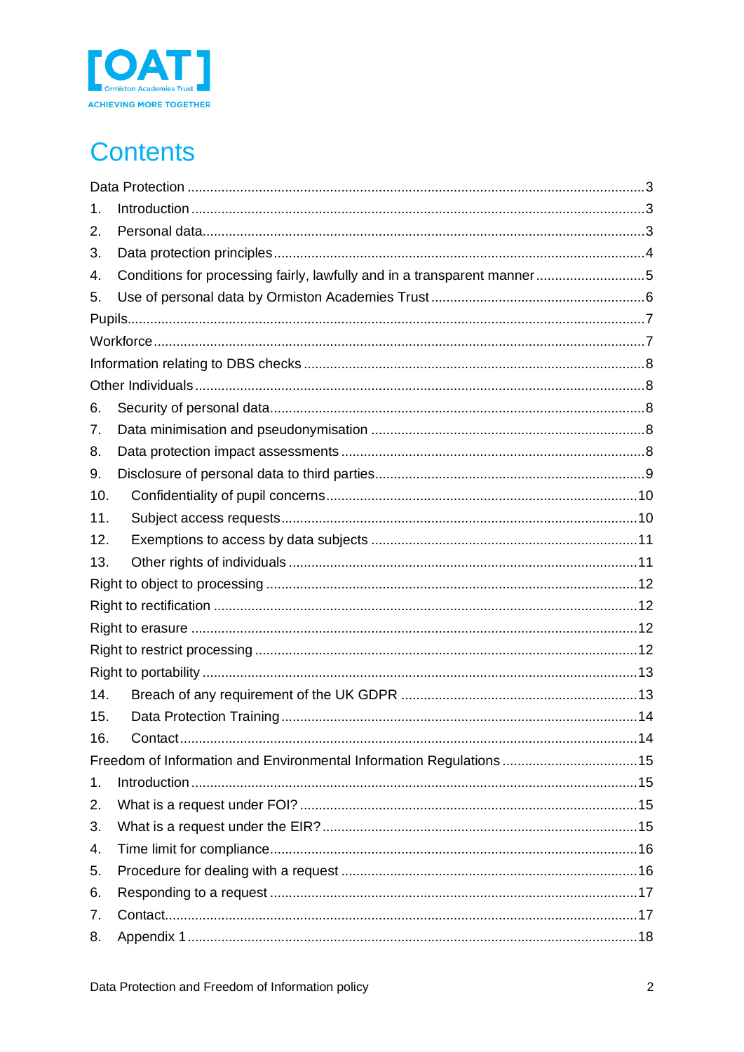# Contents

Data Protection ....................................................................................................3
1. Introduction ....................................................................................................3
2. Personal data....................................................................................................3
3. Data protection principles....................................................................................4
4. Conditions for processing fairly, lawfully and in a transparent manner ....................5
5. Use of personal data by Ormiston Academies Trust ...............................................6
Pupils....................................................................................................................7
Workforce ................................................................................................................7
Information relating to DBS checks .......................................................................8
Other Individuals .....................................................................................................8
6. Security of personal data......................................................................................8
7. Data minimisation and pseudonymisation ...........................................................8
8. Data protection impact assessments ...................................................................8
9. Disclosure of personal data to third parties.........................................................9
10. Confidentiality of pupil concerns.......................................................................10
11. Subject access requests....................................................................................10
12. Exemptions to access by data subjects ...........................................................11
13. Other rights of individuals ................................................................................11
Right to object to processing ...............................................................................12
Right to rectification ............................................................................................12
Right to erasure ...................................................................................................12
Right to restrict processing ..................................................................................12
Right to portability ...............................................................................................13
14. Breach of any requirement of the UK GDPR ....................................................13
15. Data Protection Training...................................................................................14
16. Contact.............................................................................................................14
Freedom of Information and Environmental Information Regulations ..................15
1. Introduction ........................................................................................................15
2. What is a request under FOI? .............................................................................15
3. What is a request under the EIR? .......................................................................15
4. Time limit for compliance....................................................................................16
5. Procedure for dealing with a request .................................................................16
6. Responding to a request ....................................................................................17
7. Contact................................................................................................................17
8. Appendix 1 ..........................................................................................................18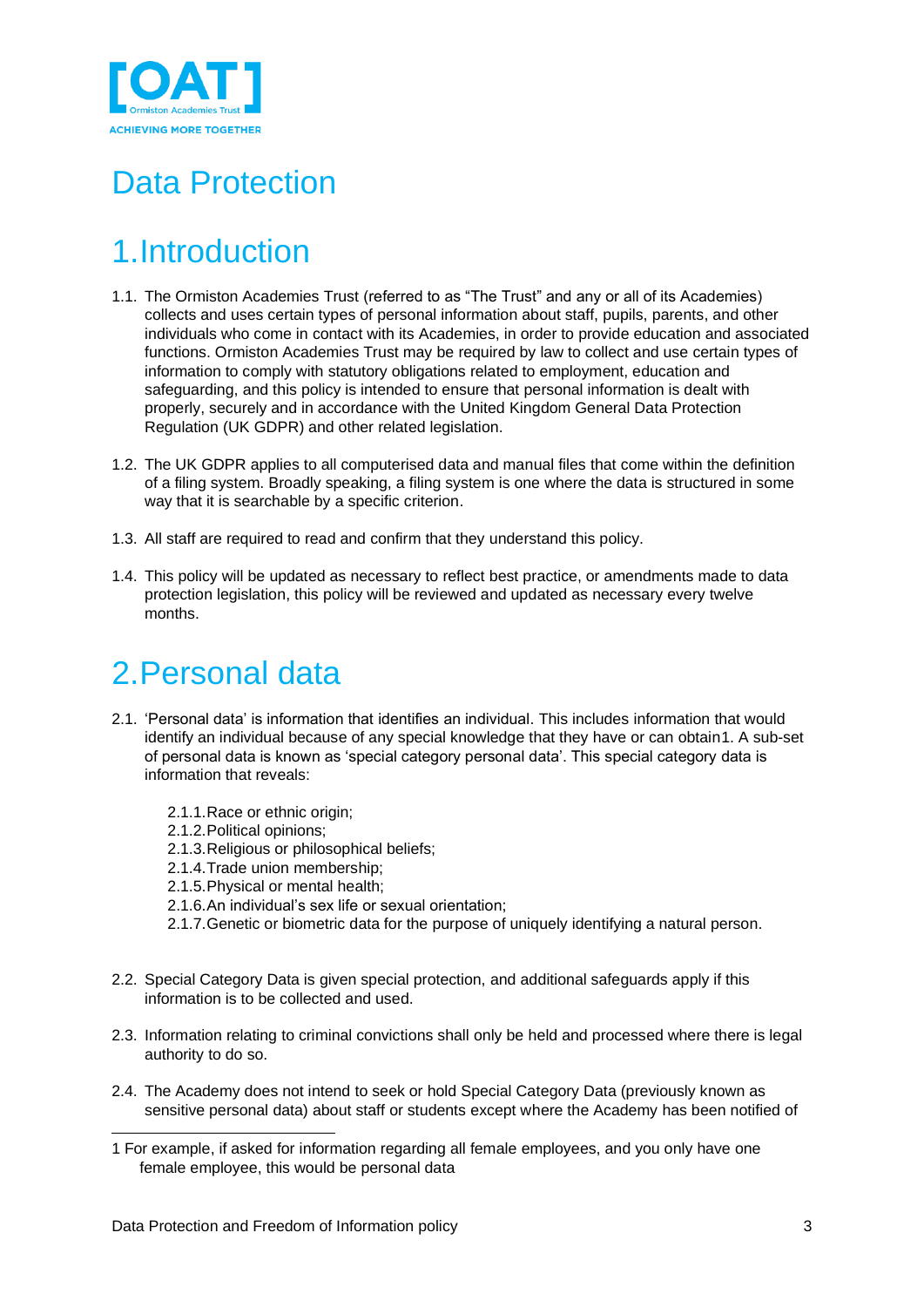# Data Protection

## 1. Introduction

1.1. The Ormiston Academies Trust (referred to as "The Trust" and any or all of its Academies) collects and uses certain types of personal information about staff, pupils, parents, and other individuals who come in contact with its Academies, in order to provide education and associated functions. Ormiston Academies Trust may be required by law to collect and use certain types of information to comply with statutory obligations related to employment, education and safeguarding, and this policy is intended to ensure that personal information is dealt with properly, securely and in accordance with the United Kingdom General Data Protection Regulation (UK GDPR) and other related legislation.

1.2. The UK GDPR applies to all computerised data and manual files that come within the definition of a filing system. Broadly speaking, a filing system is one where the data is structured in some way that it is searchable by a specific criterion.

1.3. All staff are required to read and confirm that they understand this policy.

1.4. This policy will be updated as necessary to reflect best practice, or amendments made to data protection legislation, this policy will be reviewed and updated as necessary every twelve months.

## 2. Personal data

2.1. 'Personal data' is information that identifies an individual. This includes information that would identify an individual because of any special knowledge that they have or can obtain[1]. A sub-set of personal data is known as 'special category personal data'. This special category data is information that reveals:

- 2.1.1. Race or ethnic origin;
- 2.1.2. Political opinions;
- 2.1.3. Religious or philosophical beliefs;
- 2.1.4. Trade union membership;
- 2.1.5. Physical or mental health;
- 2.1.6. An individual's sex life or sexual orientation;
- 2.1.7. Genetic or biometric data for the purpose of uniquely identifying a natural person.

2.2. Special Category Data is given special protection, and additional safeguards apply if this information is to be collected and used.

2.3. Information relating to criminal convictions shall only be held and processed where there is legal authority to do so.

2.4. The Academy does not intend to seek or hold Special Category Data (previously known as sensitive personal data) about staff or students except where the Academy has been notified of

[1] For example, if asked for information regarding all female employees, and you only have one female employee, this would be personal data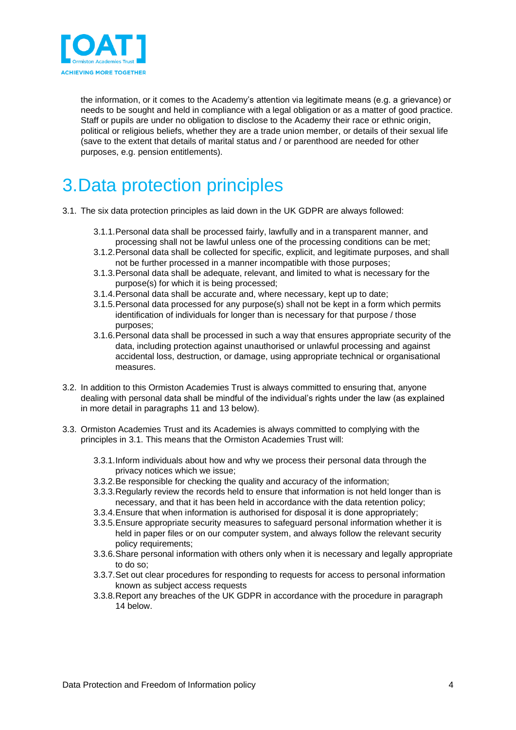the information, or it comes to the Academy's attention via legitimate means (e.g. a grievance) or needs to be sought and held in compliance with a legal obligation or as a matter of good practice. Staff or pupils are under no obligation to disclose to the Academy their race or ethnic origin, political or religious beliefs, whether they are a trade union member, or details of their sexual life (save to the extent that details of marital status and / or parenthood are needed for other purposes, e.g. pension entitlements).

# 3. Data protection principles

3.1. The six data protection principles as laid down in the UK GDPR are always followed:

- 3.1.1. Personal data shall be processed fairly, lawfully and in a transparent manner, and processing shall not be lawful unless one of the processing conditions can be met;
- 3.1.2. Personal data shall be collected for specific, explicit, and legitimate purposes, and shall not be further processed in a manner incompatible with those purposes;
- 3.1.3. Personal data shall be adequate, relevant, and limited to what is necessary for the purpose(s) for which it is being processed;
- 3.1.4. Personal data shall be accurate and, where necessary, kept up to date;
- 3.1.5. Personal data processed for any purpose(s) shall not be kept in a form which permits identification of individuals for longer than is necessary for that purpose / those purposes;
- 3.1.6. Personal data shall be processed in such a way that ensures appropriate security of the data, including protection against unauthorised or unlawful processing and against accidental loss, destruction, or damage, using appropriate technical or organisational measures.

3.2. In addition to this Ormiston Academies Trust is always committed to ensuring that, anyone dealing with personal data shall be mindful of the individual's rights under the law (as explained in more detail in paragraphs 11 and 13 below).

3.3. Ormiston Academies Trust and its Academies is always committed to complying with the principles in 3.1. This means that the Ormiston Academies Trust will:

- 3.3.1. Inform individuals about how and why we process their personal data through the privacy notices which we issue;
- 3.3.2. Be responsible for checking the quality and accuracy of the information;
- 3.3.3. Regularly review the records held to ensure that information is not held longer than is necessary, and that it has been held in accordance with the data retention policy;
- 3.3.4. Ensure that when information is authorised for disposal it is done appropriately;
- 3.3.5. Ensure appropriate security measures to safeguard personal information whether it is held in paper files or on our computer system, and always follow the relevant security policy requirements;
- 3.3.6. Share personal information with others only when it is necessary and legally appropriate to do so;
- 3.3.7. Set out clear procedures for responding to requests for access to personal information known as subject access requests
- 3.3.8. Report any breaches of the UK GDPR in accordance with the procedure in paragraph 14 below.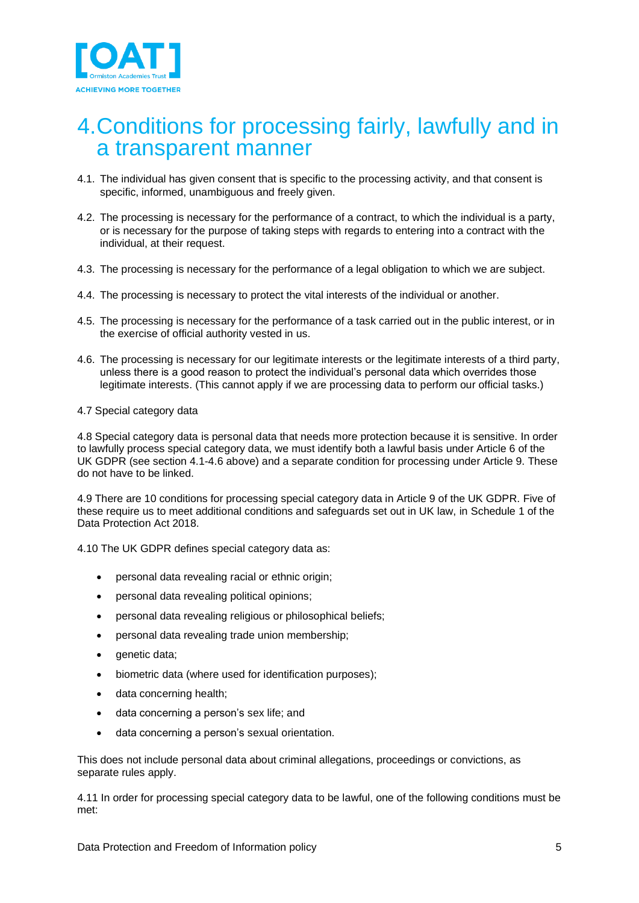# 4. Conditions for processing fairly, lawfully and in a transparent manner

4.1. The individual has given consent that is specific to the processing activity, and that consent is specific, informed, unambiguous and freely given.

4.2. The processing is necessary for the performance of a contract, to which the individual is a party, or is necessary for the purpose of taking steps with regards to entering into a contract with the individual, at their request.

4.3. The processing is necessary for the performance of a legal obligation to which we are subject.

4.4. The processing is necessary to protect the vital interests of the individual or another.

4.5. The processing is necessary for the performance of a task carried out in the public interest, or in the exercise of official authority vested in us.

4.6. The processing is necessary for our legitimate interests or the legitimate interests of a third party, unless there is a good reason to protect the individual's personal data which overrides those legitimate interests. (This cannot apply if we are processing data to perform our official tasks.)

4.7 Special category data

4.8 Special category data is personal data that needs more protection because it is sensitive. In order to lawfully process special category data, we must identify both a lawful basis under Article 6 of the UK GDPR (see section 4.1-4.6 above) and a separate condition for processing under Article 9. These do not have to be linked.

4.9 There are 10 conditions for processing special category data in Article 9 of the UK GDPR. Five of these require us to meet additional conditions and safeguards set out in UK law, in Schedule 1 of the Data Protection Act 2018.

4.10 The UK GDPR defines special category data as:

- personal data revealing racial or ethnic origin;
- personal data revealing political opinions;
- personal data revealing religious or philosophical beliefs;
- personal data revealing trade union membership;
- genetic data;
- biometric data (where used for identification purposes);
- data concerning health;
- data concerning a person's sex life; and
- data concerning a person's sexual orientation.

This does not include personal data about criminal allegations, proceedings or convictions, as separate rules apply.

4.11 In order for processing special category data to be lawful, one of the following conditions must be met: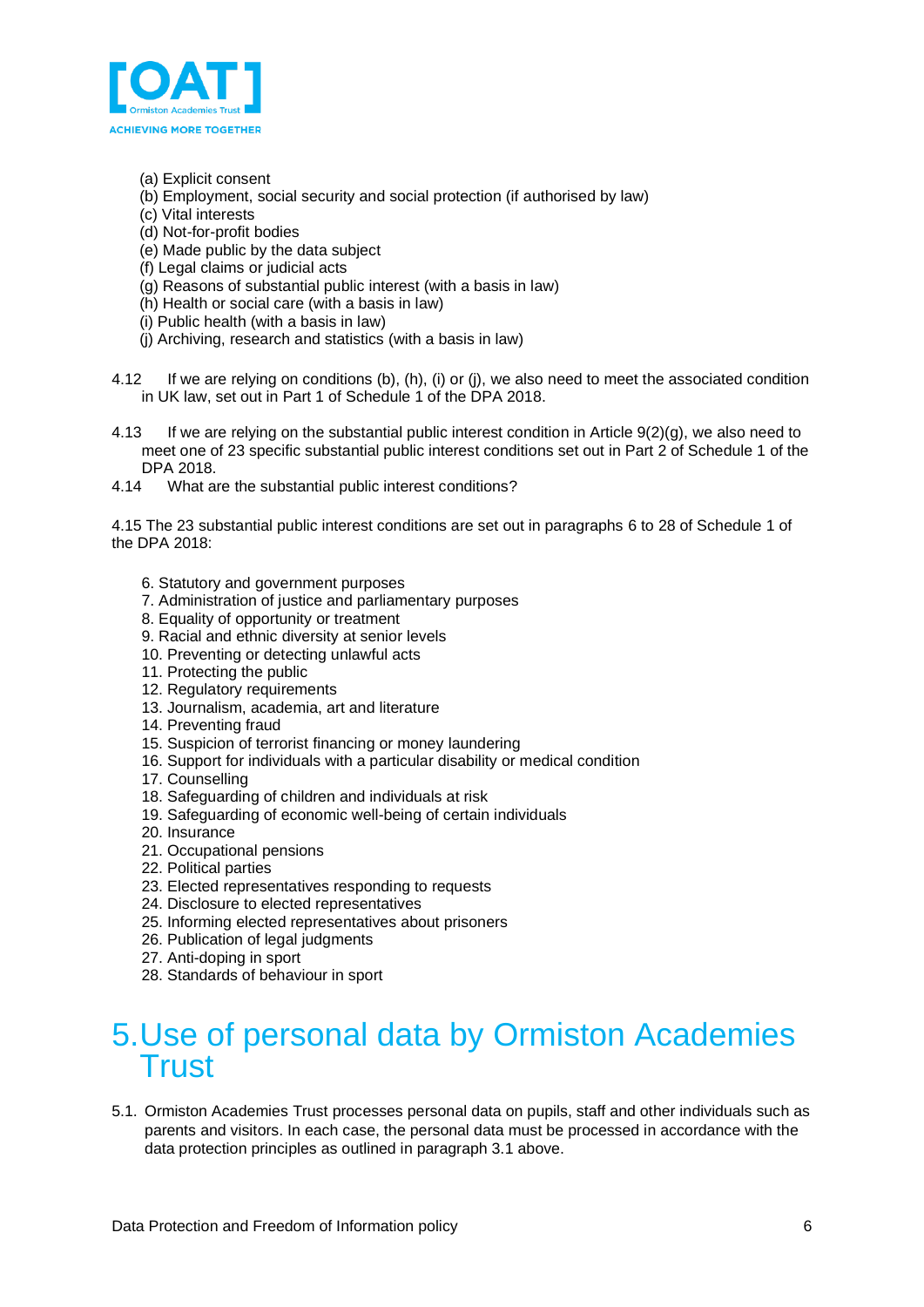(a) Explicit consent
(b) Employment, social security and social protection (if authorised by law)
(c) Vital interests
(d) Not-for-profit bodies
(e) Made public by the data subject
(f) Legal claims or judicial acts
(g) Reasons of substantial public interest (with a basis in law)
(h) Health or social care (with a basis in law)
(i) Public health (with a basis in law)
(j) Archiving, research and statistics (with a basis in law)

4.12 If we are relying on conditions (b), (h), (i) or (j), we also need to meet the associated condition in UK law, set out in Part 1 of Schedule 1 of the DPA 2018.

4.13 If we are relying on the substantial public interest condition in Article 9(2)(g), we also need to meet one of 23 specific substantial public interest conditions set out in Part 2 of Schedule 1 of the DPA 2018.

4.14 What are the substantial public interest conditions?

4.15 The 23 substantial public interest conditions are set out in paragraphs 6 to 28 of Schedule 1 of the DPA 2018:

6. Statutory and government purposes
7. Administration of justice and parliamentary purposes
8. Equality of opportunity or treatment
9. Racial and ethnic diversity at senior levels
10. Preventing or detecting unlawful acts
11. Protecting the public
12. Regulatory requirements
13. Journalism, academia, art and literature
14. Preventing fraud
15. Suspicion of terrorist financing or money laundering
16. Support for individuals with a particular disability or medical condition
17. Counselling
18. Safeguarding of children and individuals at risk
19. Safeguarding of economic well-being of certain individuals
20. Insurance
21. Occupational pensions
22. Political parties
23. Elected representatives responding to requests
24. Disclosure to elected representatives
25. Informing elected representatives about prisoners
26. Publication of legal judgments
27. Anti-doping in sport
28. Standards of behaviour in sport

# 5. Use of personal data by Ormiston Academies Trust

5.1. Ormiston Academies Trust processes personal data on pupils, staff and other individuals such as parents and visitors. In each case, the personal data must be processed in accordance with the data protection principles as outlined in paragraph 3.1 above.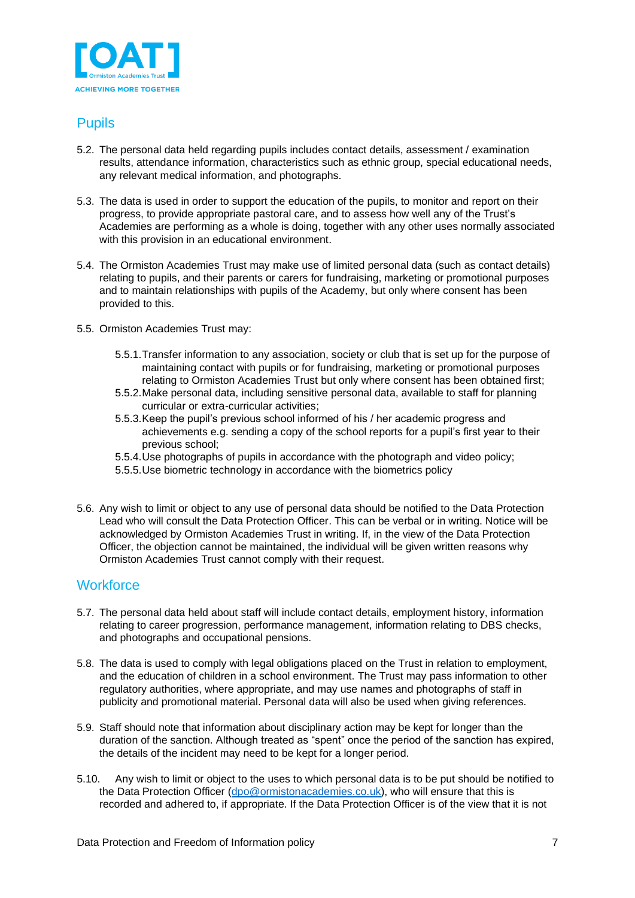## Pupils

5.2. The personal data held regarding pupils includes contact details, assessment / examination results, attendance information, characteristics such as ethnic group, special educational needs, any relevant medical information, and photographs.

5.3. The data is used in order to support the education of the pupils, to monitor and report on their progress, to provide appropriate pastoral care, and to assess how well any of the Trust's Academies are performing as a whole is doing, together with any other uses normally associated with this provision in an educational environment.

5.4. The Ormiston Academies Trust may make use of limited personal data (such as contact details) relating to pupils, and their parents or carers for fundraising, marketing or promotional purposes and to maintain relationships with pupils of the Academy, but only where consent has been provided to this.

5.5. Ormiston Academies Trust may:

- 5.5.1. Transfer information to any association, society or club that is set up for the purpose of maintaining contact with pupils or for fundraising, marketing or promotional purposes relating to Ormiston Academies Trust but only where consent has been obtained first;
- 5.5.2. Make personal data, including sensitive personal data, available to staff for planning curricular or extra-curricular activities;
- 5.5.3. Keep the pupil's previous school informed of his / her academic progress and achievements e.g. sending a copy of the school reports for a pupil's first year to their previous school;
- 5.5.4. Use photographs of pupils in accordance with the photograph and video policy;
- 5.5.5. Use biometric technology in accordance with the biometrics policy

5.6. Any wish to limit or object to any use of personal data should be notified to the Data Protection Lead who will consult the Data Protection Officer. This can be verbal or in writing. Notice will be acknowledged by Ormiston Academies Trust in writing. If, in the view of the Data Protection Officer, the objection cannot be maintained, the individual will be given written reasons why Ormiston Academies Trust cannot comply with their request.

## Workforce

5.7. The personal data held about staff will include contact details, employment history, information relating to career progression, performance management, information relating to DBS checks, and photographs and occupational pensions.

5.8. The data is used to comply with legal obligations placed on the Trust in relation to employment, and the education of children in a school environment. The Trust may pass information to other regulatory authorities, where appropriate, and may use names and photographs of staff in publicity and promotional material. Personal data will also be used when giving references.

5.9. Staff should note that information about disciplinary action may be kept for longer than the duration of the sanction. Although treated as "spent" once the period of the sanction has expired, the details of the incident may need to be kept for a longer period.

5.10. Any wish to limit or object to the uses to which personal data is to be put should be notified to the Data Protection Officer (dpo@ormistonacademies.co.uk), who will ensure that this is recorded and adhered to, if appropriate. If the Data Protection Officer is of the view that it is not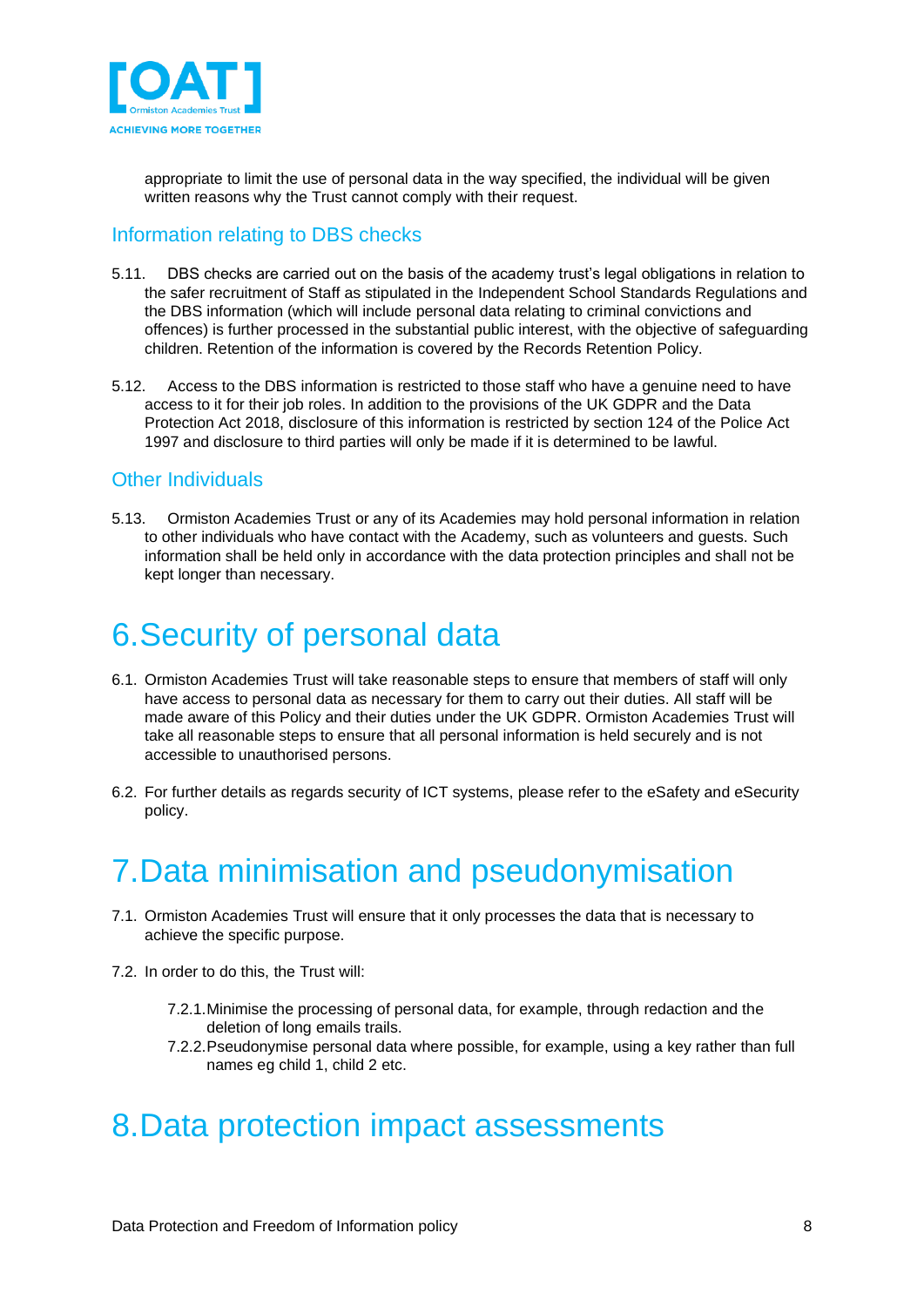appropriate to limit the use of personal data in the way specified, the individual will be given written reasons why the Trust cannot comply with their request.

### Information relating to DBS checks

5.11. DBS checks are carried out on the basis of the academy trust's legal obligations in relation to the safer recruitment of Staff as stipulated in the Independent School Standards Regulations and the DBS information (which will include personal data relating to criminal convictions and offences) is further processed in the substantial public interest, with the objective of safeguarding children. Retention of the information is covered by the Records Retention Policy.

5.12. Access to the DBS information is restricted to those staff who have a genuine need to have access to it for their job roles. In addition to the provisions of the UK GDPR and the Data Protection Act 2018, disclosure of this information is restricted by section 124 of the Police Act 1997 and disclosure to third parties will only be made if it is determined to be lawful.

### Other Individuals

5.13. Ormiston Academies Trust or any of its Academies may hold personal information in relation to other individuals who have contact with the Academy, such as volunteers and guests. Such information shall be held only in accordance with the data protection principles and shall not be kept longer than necessary.

# 6. Security of personal data

6.1. Ormiston Academies Trust will take reasonable steps to ensure that members of staff will only have access to personal data as necessary for them to carry out their duties. All staff will be made aware of this Policy and their duties under the UK GDPR. Ormiston Academies Trust will take all reasonable steps to ensure that all personal information is held securely and is not accessible to unauthorised persons.

6.2. For further details as regards security of ICT systems, please refer to the eSafety and eSecurity policy.

# 7. Data minimisation and pseudonymisation

7.1. Ormiston Academies Trust will ensure that it only processes the data that is necessary to achieve the specific purpose.

7.2. In order to do this, the Trust will:

- 7.2.1. Minimise the processing of personal data, for example, through redaction and the deletion of long emails trails.
- 7.2.2. Pseudonymise personal data where possible, for example, using a key rather than full names eg child 1, child 2 etc.

# 8. Data protection impact assessments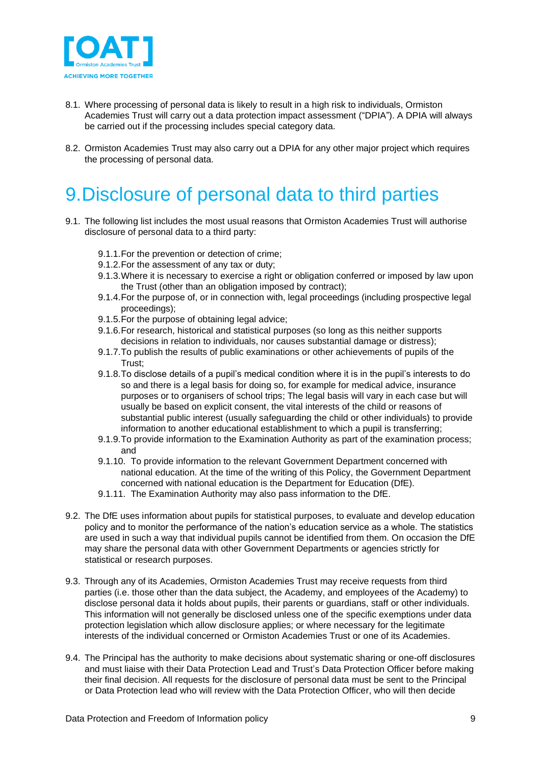8.1. Where processing of personal data is likely to result in a high risk to individuals, Ormiston Academies Trust will carry out a data protection impact assessment ("DPIA"). A DPIA will always be carried out if the processing includes special category data.

8.2. Ormiston Academies Trust may also carry out a DPIA for any other major project which requires the processing of personal data.

# 9. Disclosure of personal data to third parties

9.1. The following list includes the most usual reasons that Ormiston Academies Trust will authorise disclosure of personal data to a third party:

- 9.1.1. For the prevention or detection of crime;
- 9.1.2. For the assessment of any tax or duty;
- 9.1.3. Where it is necessary to exercise a right or obligation conferred or imposed by law upon the Trust (other than an obligation imposed by contract);
- 9.1.4. For the purpose of, or in connection with, legal proceedings (including prospective legal proceedings);
- 9.1.5. For the purpose of obtaining legal advice;
- 9.1.6. For research, historical and statistical purposes (so long as this neither supports decisions in relation to individuals, nor causes substantial damage or distress);
- 9.1.7. To publish the results of public examinations or other achievements of pupils of the Trust;
- 9.1.8. To disclose details of a pupil's medical condition where it is in the pupil's interests to do so and there is a legal basis for doing so, for example for medical advice, insurance purposes or to organisers of school trips; The legal basis will vary in each case but will usually be based on explicit consent, the vital interests of the child or reasons of substantial public interest (usually safeguarding the child or other individuals) to provide information to another educational establishment to which a pupil is transferring;
- 9.1.9. To provide information to the Examination Authority as part of the examination process; and
- 9.1.10. To provide information to the relevant Government Department concerned with national education. At the time of the writing of this Policy, the Government Department concerned with national education is the Department for Education (DfE).
- 9.1.11. The Examination Authority may also pass information to the DfE.

9.2. The DfE uses information about pupils for statistical purposes, to evaluate and develop education policy and to monitor the performance of the nation's education service as a whole. The statistics are used in such a way that individual pupils cannot be identified from them. On occasion the DfE may share the personal data with other Government Departments or agencies strictly for statistical or research purposes.

9.3. Through any of its Academies, Ormiston Academies Trust may receive requests from third parties (i.e. those other than the data subject, the Academy, and employees of the Academy) to disclose personal data it holds about pupils, their parents or guardians, staff or other individuals. This information will not generally be disclosed unless one of the specific exemptions under data protection legislation which allow disclosure applies; or where necessary for the legitimate interests of the individual concerned or Ormiston Academies Trust or one of its Academies.

9.4. The Principal has the authority to make decisions about systematic sharing or one-off disclosures and must liaise with their Data Protection Lead and Trust's Data Protection Officer before making their final decision. All requests for the disclosure of personal data must be sent to the Principal or Data Protection lead who will review with the Data Protection Officer, who will then decide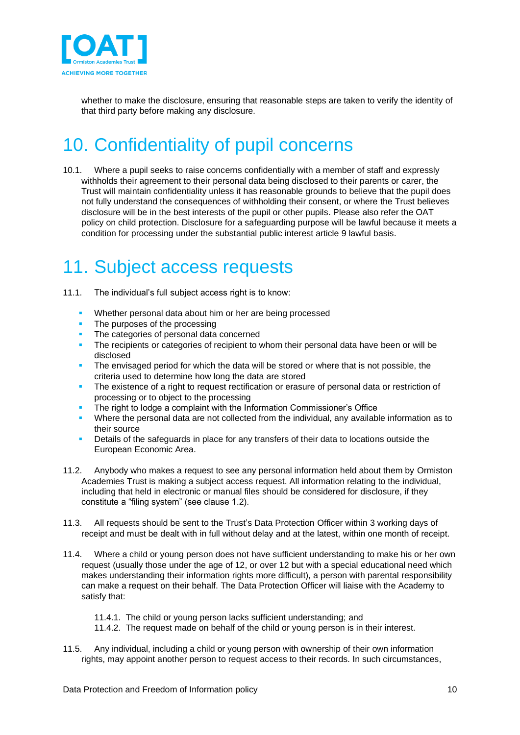whether to make the disclosure, ensuring that reasonable steps are taken to verify the identity of that third party before making any disclosure.

# 10. Confidentiality of pupil concerns

10.1. Where a pupil seeks to raise concerns confidentially with a member of staff and expressly withholds their agreement to their personal data being disclosed to their parents or carer, the Trust will maintain confidentiality unless it has reasonable grounds to believe that the pupil does not fully understand the consequences of withholding their consent, or where the Trust believes disclosure will be in the best interests of the pupil or other pupils. Please also refer the OAT policy on child protection. Disclosure for a safeguarding purpose will be lawful because it meets a condition for processing under the substantial public interest article 9 lawful basis.

# 11. Subject access requests

11.1. The individual's full subject access right is to know:

- Whether personal data about him or her are being processed
- The purposes of the processing
- The categories of personal data concerned
- The recipients or categories of recipient to whom their personal data have been or will be disclosed
- The envisaged period for which the data will be stored or where that is not possible, the criteria used to determine how long the data are stored
- The existence of a right to request rectification or erasure of personal data or restriction of processing or to object to the processing
- The right to lodge a complaint with the Information Commissioner's Office
- Where the personal data are not collected from the individual, any available information as to their source
- Details of the safeguards in place for any transfers of their data to locations outside the European Economic Area.

11.2. Anybody who makes a request to see any personal information held about them by Ormiston Academies Trust is making a subject access request. All information relating to the individual, including that held in electronic or manual files should be considered for disclosure, if they constitute a "filing system" (see clause 1.2).

11.3. All requests should be sent to the Trust's Data Protection Officer within 3 working days of receipt and must be dealt with in full without delay and at the latest, within one month of receipt.

11.4. Where a child or young person does not have sufficient understanding to make his or her own request (usually those under the age of 12, or over 12 but with a special educational need which makes understanding their information rights more difficult), a person with parental responsibility can make a request on their behalf. The Data Protection Officer will liaise with the Academy to satisfy that:

11.4.1. The child or young person lacks sufficient understanding; and
11.4.2. The request made on behalf of the child or young person is in their interest.

11.5. Any individual, including a child or young person with ownership of their own information rights, may appoint another person to request access to their records. In such circumstances,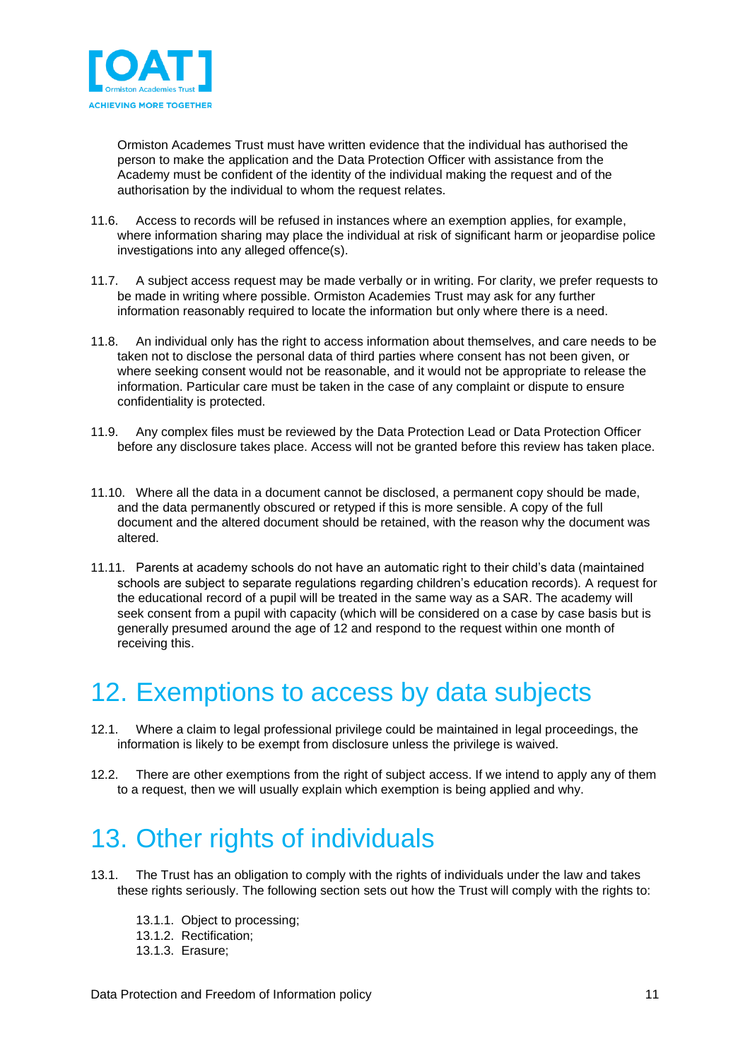Ormiston Academes Trust must have written evidence that the individual has authorised the person to make the application and the Data Protection Officer with assistance from the Academy must be confident of the identity of the individual making the request and of the authorisation by the individual to whom the request relates.

11.6. Access to records will be refused in instances where an exemption applies, for example, where information sharing may place the individual at risk of significant harm or jeopardise police investigations into any alleged offence(s).

11.7. A subject access request may be made verbally or in writing. For clarity, we prefer requests to be made in writing where possible. Ormiston Academies Trust may ask for any further information reasonably required to locate the information but only where there is a need.

11.8. An individual only has the right to access information about themselves, and care needs to be taken not to disclose the personal data of third parties where consent has not been given, or where seeking consent would not be reasonable, and it would not be appropriate to release the information. Particular care must be taken in the case of any complaint or dispute to ensure confidentiality is protected.

11.9. Any complex files must be reviewed by the Data Protection Lead or Data Protection Officer before any disclosure takes place. Access will not be granted before this review has taken place.

11.10. Where all the data in a document cannot be disclosed, a permanent copy should be made, and the data permanently obscured or retyped if this is more sensible. A copy of the full document and the altered document should be retained, with the reason why the document was altered.

11.11. Parents at academy schools do not have an automatic right to their child's data (maintained schools are subject to separate regulations regarding children's education records). A request for the educational record of a pupil will be treated in the same way as a SAR. The academy will seek consent from a pupil with capacity (which will be considered on a case by case basis but is generally presumed around the age of 12 and respond to the request within one month of receiving this.

# 12. Exemptions to access by data subjects

12.1. Where a claim to legal professional privilege could be maintained in legal proceedings, the information is likely to be exempt from disclosure unless the privilege is waived.

12.2. There are other exemptions from the right of subject access. If we intend to apply any of them to a request, then we will usually explain which exemption is being applied and why.

# 13. Other rights of individuals

13.1. The Trust has an obligation to comply with the rights of individuals under the law and takes these rights seriously. The following section sets out how the Trust will comply with the rights to:

- 13.1.1. Object to processing;
- 13.1.2. Rectification;
- 13.1.3. Erasure;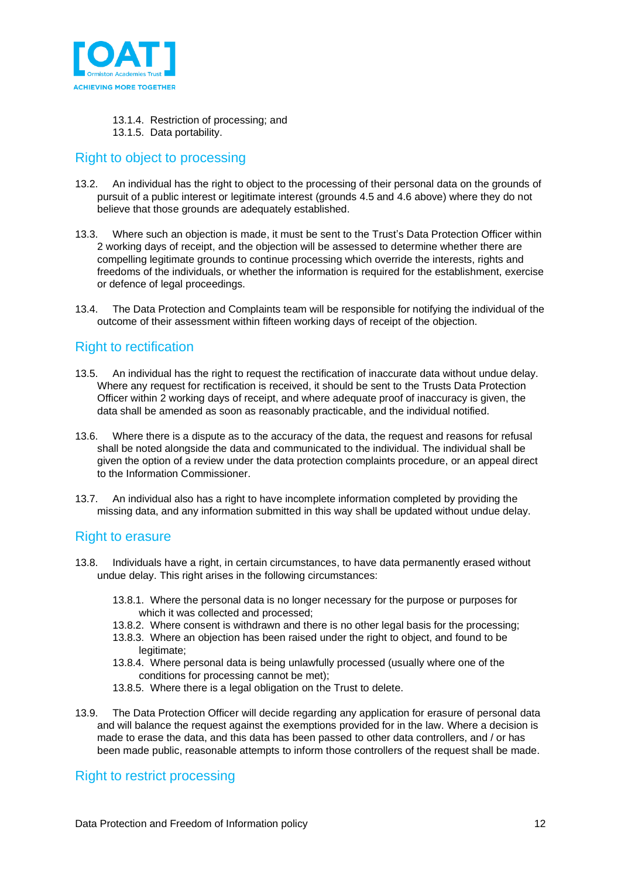13.1.4. Restriction of processing; and
13.1.5. Data portability.

## Right to object to processing

13.2. An individual has the right to object to the processing of their personal data on the grounds of pursuit of a public interest or legitimate interest (grounds 4.5 and 4.6 above) where they do not believe that those grounds are adequately established.

13.3. Where such an objection is made, it must be sent to the Trust's Data Protection Officer within 2 working days of receipt, and the objection will be assessed to determine whether there are compelling legitimate grounds to continue processing which override the interests, rights and freedoms of the individuals, or whether the information is required for the establishment, exercise or defence of legal proceedings.

13.4. The Data Protection and Complaints team will be responsible for notifying the individual of the outcome of their assessment within fifteen working days of receipt of the objection.

## Right to rectification

13.5. An individual has the right to request the rectification of inaccurate data without undue delay. Where any request for rectification is received, it should be sent to the Trusts Data Protection Officer within 2 working days of receipt, and where adequate proof of inaccuracy is given, the data shall be amended as soon as reasonably practicable, and the individual notified.

13.6. Where there is a dispute as to the accuracy of the data, the request and reasons for refusal shall be noted alongside the data and communicated to the individual. The individual shall be given the option of a review under the data protection complaints procedure, or an appeal direct to the Information Commissioner.

13.7. An individual also has a right to have incomplete information completed by providing the missing data, and any information submitted in this way shall be updated without undue delay.

## Right to erasure

13.8. Individuals have a right, in certain circumstances, to have data permanently erased without undue delay. This right arises in the following circumstances:

13.8.1. Where the personal data is no longer necessary for the purpose or purposes for which it was collected and processed;
13.8.2. Where consent is withdrawn and there is no other legal basis for the processing;
13.8.3. Where an objection has been raised under the right to object, and found to be legitimate;
13.8.4. Where personal data is being unlawfully processed (usually where one of the conditions for processing cannot be met);
13.8.5. Where there is a legal obligation on the Trust to delete.

13.9. The Data Protection Officer will decide regarding any application for erasure of personal data and will balance the request against the exemptions provided for in the law. Where a decision is made to erase the data, and this data has been passed to other data controllers, and / or has been made public, reasonable attempts to inform those controllers of the request shall be made.

## Right to restrict processing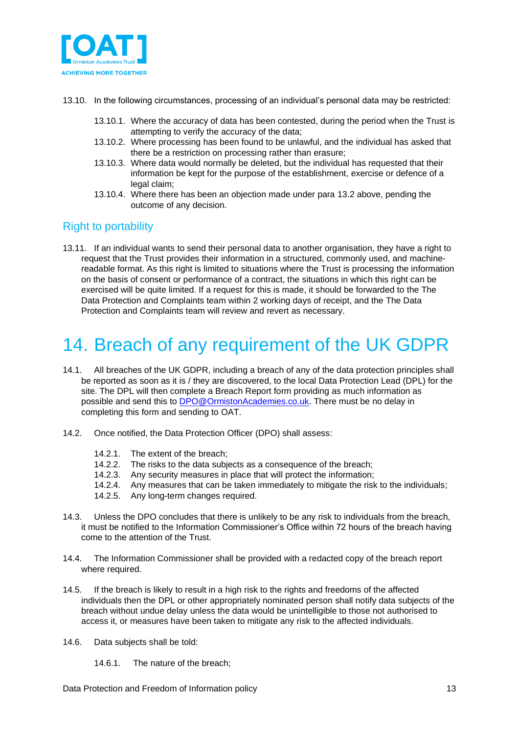13.10. In the following circumstances, processing of an individual's personal data may be restricted:

- 13.10.1. Where the accuracy of data has been contested, during the period when the Trust is attempting to verify the accuracy of the data;
- 13.10.2. Where processing has been found to be unlawful, and the individual has asked that there be a restriction on processing rather than erasure;
- 13.10.3. Where data would normally be deleted, but the individual has requested that their information be kept for the purpose of the establishment, exercise or defence of a legal claim;
- 13.10.4. Where there has been an objection made under para 13.2 above, pending the outcome of any decision.

## Right to portability

13.11. If an individual wants to send their personal data to another organisation, they have a right to request that the Trust provides their information in a structured, commonly used, and machine-readable format. As this right is limited to situations where the Trust is processing the information on the basis of consent or performance of a contract, the situations in which this right can be exercised will be quite limited. If a request for this is made, it should be forwarded to the The Data Protection and Complaints team within 2 working days of receipt, and the The Data Protection and Complaints team will review and revert as necessary.

# 14. Breach of any requirement of the UK GDPR

14.1. All breaches of the UK GDPR, including a breach of any of the data protection principles shall be reported as soon as it is / they are discovered, to the local Data Protection Lead (DPL) for the site. The DPL will then complete a Breach Report form providing as much information as possible and send this to DPO@OrmistonAcademies.co.uk. There must be no delay in completing this form and sending to OAT.

14.2. Once notified, the Data Protection Officer (DPO) shall assess:

- 14.2.1. The extent of the breach;
- 14.2.2. The risks to the data subjects as a consequence of the breach;
- 14.2.3. Any security measures in place that will protect the information;
- 14.2.4. Any measures that can be taken immediately to mitigate the risk to the individuals;
- 14.2.5. Any long-term changes required.

14.3. Unless the DPO concludes that there is unlikely to be any risk to individuals from the breach, it must be notified to the Information Commissioner's Office within 72 hours of the breach having come to the attention of the Trust.

14.4. The Information Commissioner shall be provided with a redacted copy of the breach report where required.

14.5. If the breach is likely to result in a high risk to the rights and freedoms of the affected individuals then the DPL or other appropriately nominated person shall notify data subjects of the breach without undue delay unless the data would be unintelligible to those not authorised to access it, or measures have been taken to mitigate any risk to the affected individuals.

14.6. Data subjects shall be told:

- 14.6.1. The nature of the breach;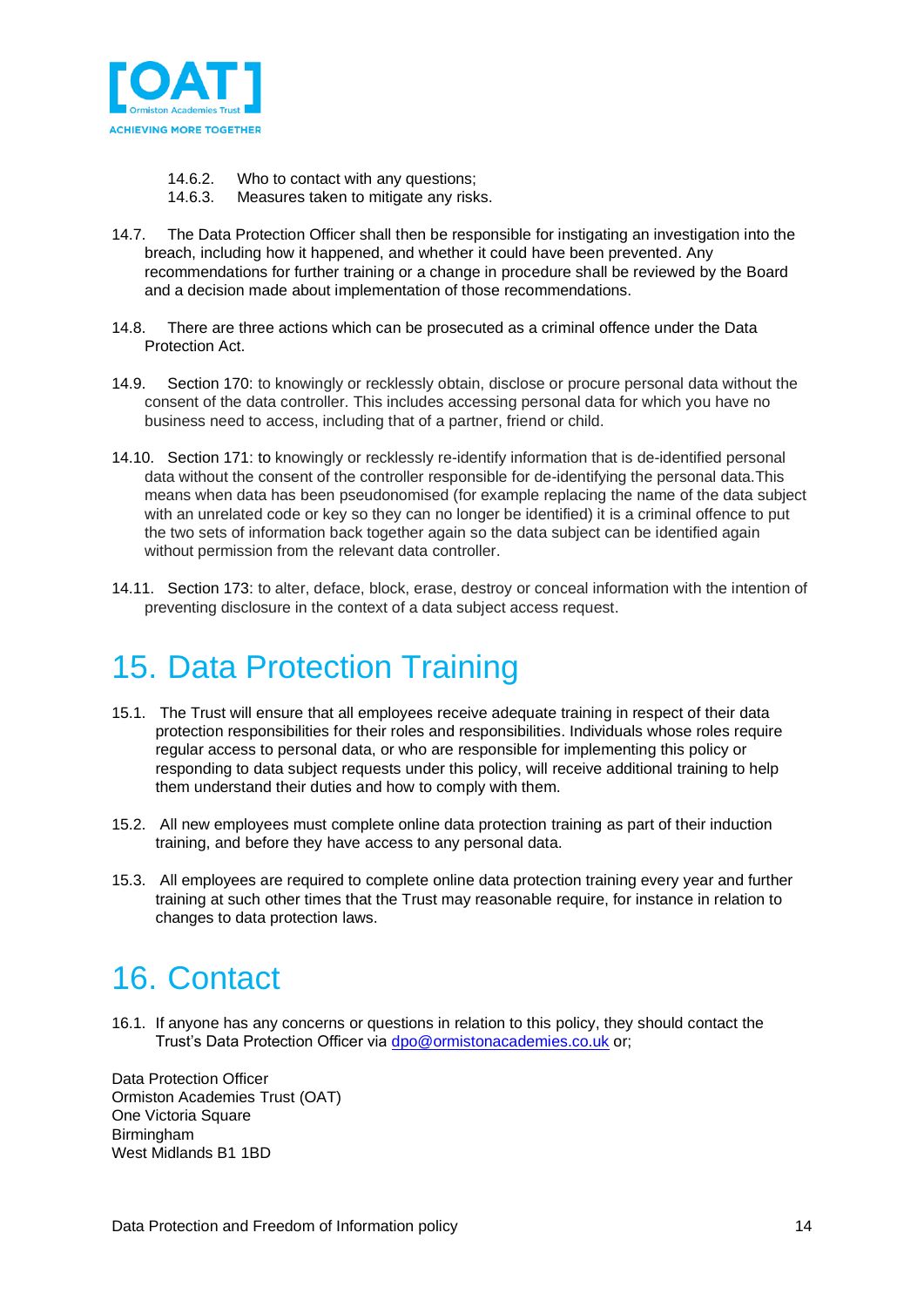14.6.2. Who to contact with any questions;
14.6.3. Measures taken to mitigate any risks.

14.7. The Data Protection Officer shall then be responsible for instigating an investigation into the breach, including how it happened, and whether it could have been prevented. Any recommendations for further training or a change in procedure shall be reviewed by the Board and a decision made about implementation of those recommendations.

14.8. There are three actions which can be prosecuted as a criminal offence under the Data Protection Act.

14.9. Section 170: to knowingly or recklessly obtain, disclose or procure personal data without the consent of the data controller. This includes accessing personal data for which you have no business need to access, including that of a partner, friend or child.

14.10. Section 171: to knowingly or recklessly re-identify information that is de-identified personal data without the consent of the controller responsible for de-identifying the personal data.This means when data has been pseudonomised (for example replacing the name of the data subject with an unrelated code or key so they can no longer be identified) it is a criminal offence to put the two sets of information back together again so the data subject can be identified again without permission from the relevant data controller.

14.11. Section 173: to alter, deface, block, erase, destroy or conceal information with the intention of preventing disclosure in the context of a data subject access request.

# 15. Data Protection Training

15.1. The Trust will ensure that all employees receive adequate training in respect of their data protection responsibilities for their roles and responsibilities. Individuals whose roles require regular access to personal data, or who are responsible for implementing this policy or responding to data subject requests under this policy, will receive additional training to help them understand their duties and how to comply with them.

15.2. All new employees must complete online data protection training as part of their induction training, and before they have access to any personal data.

15.3. All employees are required to complete online data protection training every year and further training at such other times that the Trust may reasonable require, for instance in relation to changes to data protection laws.

# 16. Contact

16.1. If anyone has any concerns or questions in relation to this policy, they should contact the Trust's Data Protection Officer via dpo@ormistonacademies.co.uk or;

Data Protection Officer
Ormiston Academies Trust (OAT)
One Victoria Square
Birmingham
West Midlands B1 1BD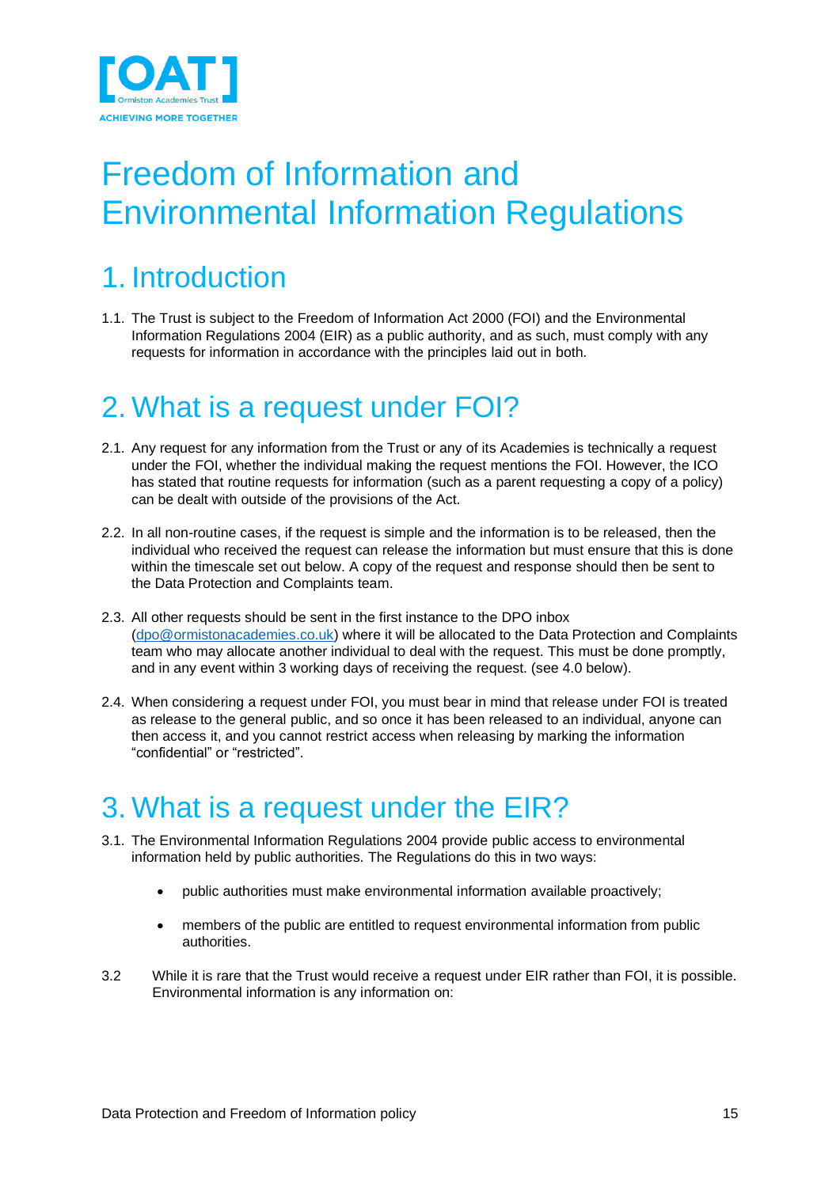# Freedom of Information and Environmental Information Regulations

## 1. Introduction

1.1. The Trust is subject to the Freedom of Information Act 2000 (FOI) and the Environmental Information Regulations 2004 (EIR) as a public authority, and as such, must comply with any requests for information in accordance with the principles laid out in both.

## 2. What is a request under FOI?

2.1. Any request for any information from the Trust or any of its Academies is technically a request under the FOI, whether the individual making the request mentions the FOI. However, the ICO has stated that routine requests for information (such as a parent requesting a copy of a policy) can be dealt with outside of the provisions of the Act.

2.2. In all non-routine cases, if the request is simple and the information is to be released, then the individual who received the request can release the information but must ensure that this is done within the timescale set out below. A copy of the request and response should then be sent to the Data Protection and Complaints team.

2.3. All other requests should be sent in the first instance to the DPO inbox (dpo@ormistonacademies.co.uk) where it will be allocated to the Data Protection and Complaints team who may allocate another individual to deal with the request. This must be done promptly, and in any event within 3 working days of receiving the request. (see 4.0 below).

2.4. When considering a request under FOI, you must bear in mind that release under FOI is treated as release to the general public, and so once it has been released to an individual, anyone can then access it, and you cannot restrict access when releasing by marking the information "confidential" or "restricted".

## 3. What is a request under the EIR?

3.1. The Environmental Information Regulations 2004 provide public access to environmental information held by public authorities. The Regulations do this in two ways:

- public authorities must make environmental information available proactively;
- members of the public are entitled to request environmental information from public authorities.

3.2 While it is rare that the Trust would receive a request under EIR rather than FOI, it is possible. Environmental information is any information on: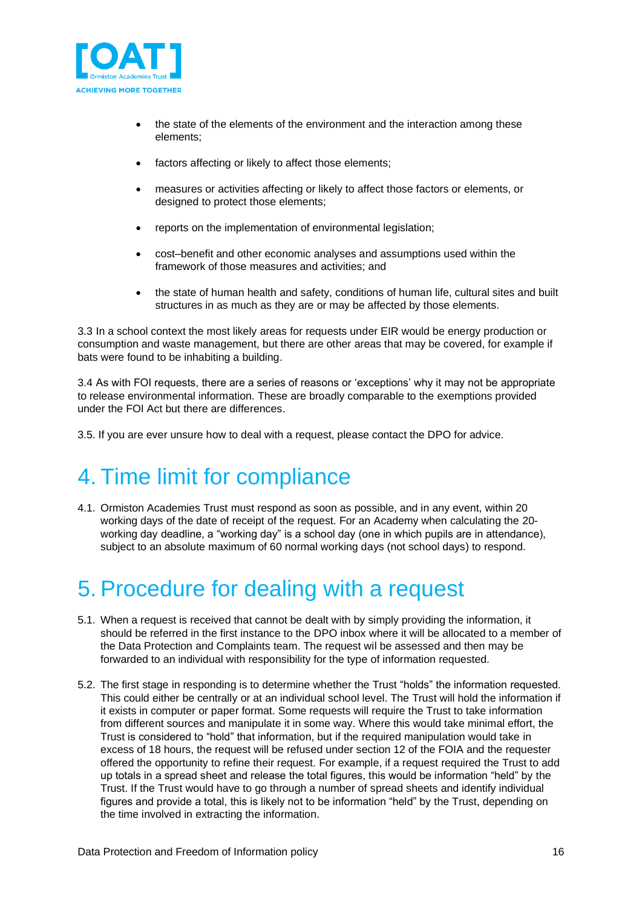- the state of the elements of the environment and the interaction among these elements;
- factors affecting or likely to affect those elements;
- measures or activities affecting or likely to affect those factors or elements, or designed to protect those elements;
- reports on the implementation of environmental legislation;
- cost–benefit and other economic analyses and assumptions used within the framework of those measures and activities; and
- the state of human health and safety, conditions of human life, cultural sites and built structures in as much as they are or may be affected by those elements.

3.3 In a school context the most likely areas for requests under EIR would be energy production or consumption and waste management, but there are other areas that may be covered, for example if bats were found to be inhabiting a building.

3.4 As with FOI requests, there are a series of reasons or 'exceptions' why it may not be appropriate to release environmental information. These are broadly comparable to the exemptions provided under the FOI Act but there are differences.

3.5. If you are ever unsure how to deal with a request, please contact the DPO for advice.

# 4. Time limit for compliance

4.1. Ormiston Academies Trust must respond as soon as possible, and in any event, within 20 working days of the date of receipt of the request. For an Academy when calculating the 20-working day deadline, a "working day" is a school day (one in which pupils are in attendance), subject to an absolute maximum of 60 normal working days (not school days) to respond.

# 5. Procedure for dealing with a request

5.1. When a request is received that cannot be dealt with by simply providing the information, it should be referred in the first instance to the DPO inbox where it will be allocated to a member of the Data Protection and Complaints team. The request wil be assessed and then may be forwarded to an individual with responsibility for the type of information requested.

5.2. The first stage in responding is to determine whether the Trust "holds" the information requested. This could either be centrally or at an individual school level. The Trust will hold the information if it exists in computer or paper format. Some requests will require the Trust to take information from different sources and manipulate it in some way. Where this would take minimal effort, the Trust is considered to "hold" that information, but if the required manipulation would take in excess of 18 hours, the request will be refused under section 12 of the FOIA and the requester offered the opportunity to refine their request. For example, if a request required the Trust to add up totals in a spread sheet and release the total figures, this would be information "held" by the Trust. If the Trust would have to go through a number of spread sheets and identify individual figures and provide a total, this is likely not to be information "held" by the Trust, depending on the time involved in extracting the information.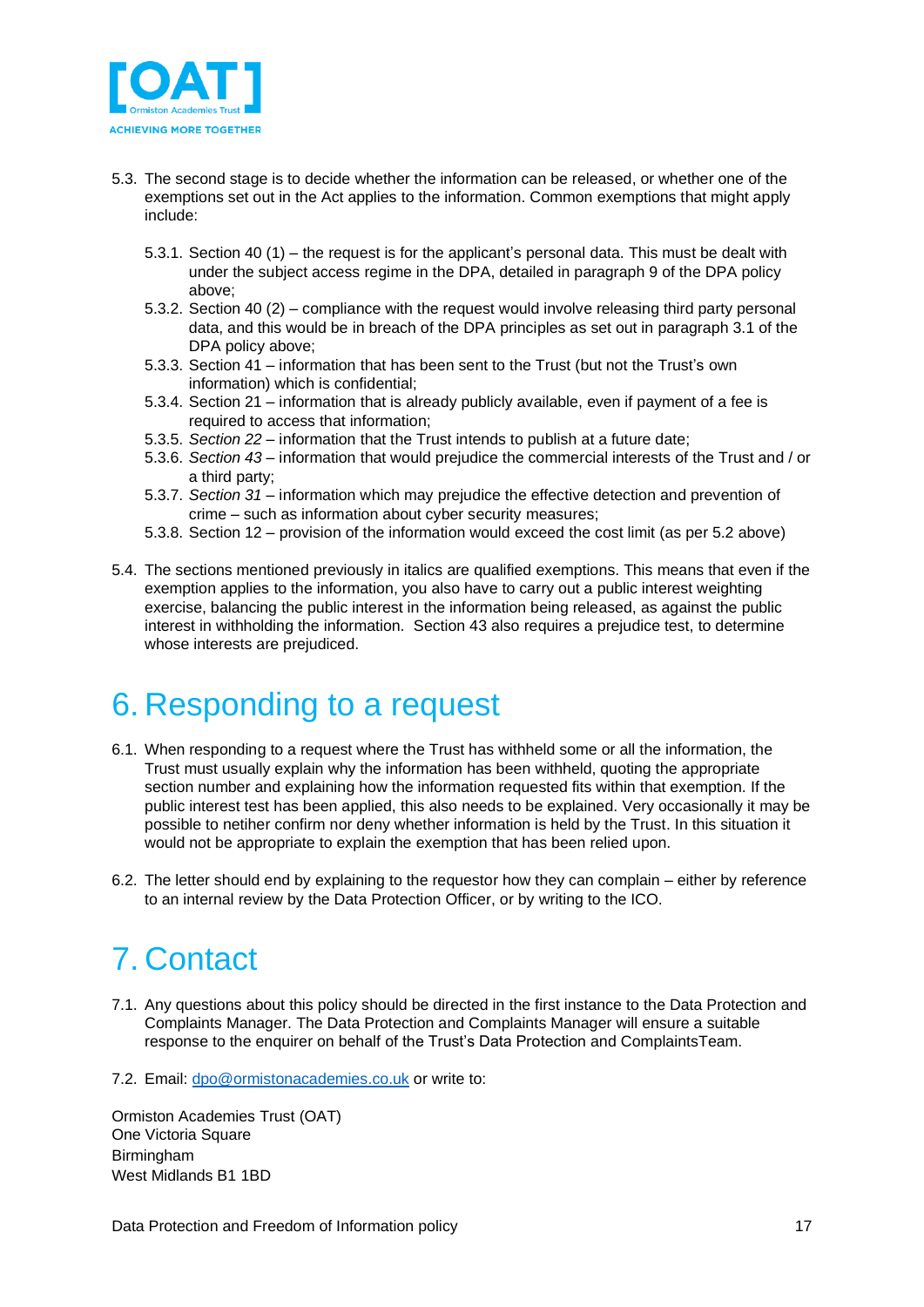5.3. The second stage is to decide whether the information can be released, or whether one of the exemptions set out in the Act applies to the information. Common exemptions that might apply include:

   5.3.1. Section 40 (1) – the request is for the applicant's personal data. This must be dealt with under the subject access regime in the DPA, detailed in paragraph 9 of the DPA policy above;
   5.3.2. Section 40 (2) – compliance with the request would involve releasing third party personal data, and this would be in breach of the DPA principles as set out in paragraph 3.1 of the DPA policy above;
   5.3.3. Section 41 – information that has been sent to the Trust (but not the Trust's own information) which is confidential;
   5.3.4. Section 21 – information that is already publicly available, even if payment of a fee is required to access that information;
   5.3.5. *Section 22* – information that the Trust intends to publish at a future date;
   5.3.6. *Section 43* – information that would prejudice the commercial interests of the Trust and / or a third party;
   5.3.7. *Section 31* – information which may prejudice the effective detection and prevention of crime – such as information about cyber security measures;
   5.3.8. Section 12 – provision of the information would exceed the cost limit (as per 5.2 above)

5.4. The sections mentioned previously in italics are qualified exemptions. This means that even if the exemption applies to the information, you also have to carry out a public interest weighting exercise, balancing the public interest in the information being released, as against the public interest in withholding the information. Section 43 also requires a prejudice test, to determine whose interests are prejudiced.

# 6. Responding to a request

6.1. When responding to a request where the Trust has withheld some or all the information, the Trust must usually explain why the information has been withheld, quoting the appropriate section number and explaining how the information requested fits within that exemption. If the public interest test has been applied, this also needs to be explained. Very occasionally it may be possible to netiher confirm nor deny whether information is held by the Trust. In this situation it would not be appropriate to explain the exemption that has been relied upon.

6.2. The letter should end by explaining to the requestor how they can complain – either by reference to an internal review by the Data Protection Officer, or by writing to the ICO.

# 7. Contact

7.1. Any questions about this policy should be directed in the first instance to the Data Protection and Complaints Manager. The Data Protection and Complaints Manager will ensure a suitable response to the enquirer on behalf of the Trust's Data Protection and ComplaintsTeam.

7.2. Email: dpo@ormistonacademies.co.uk or write to:

Ormiston Academies Trust (OAT)
One Victoria Square
Birmingham
West Midlands B1 1BD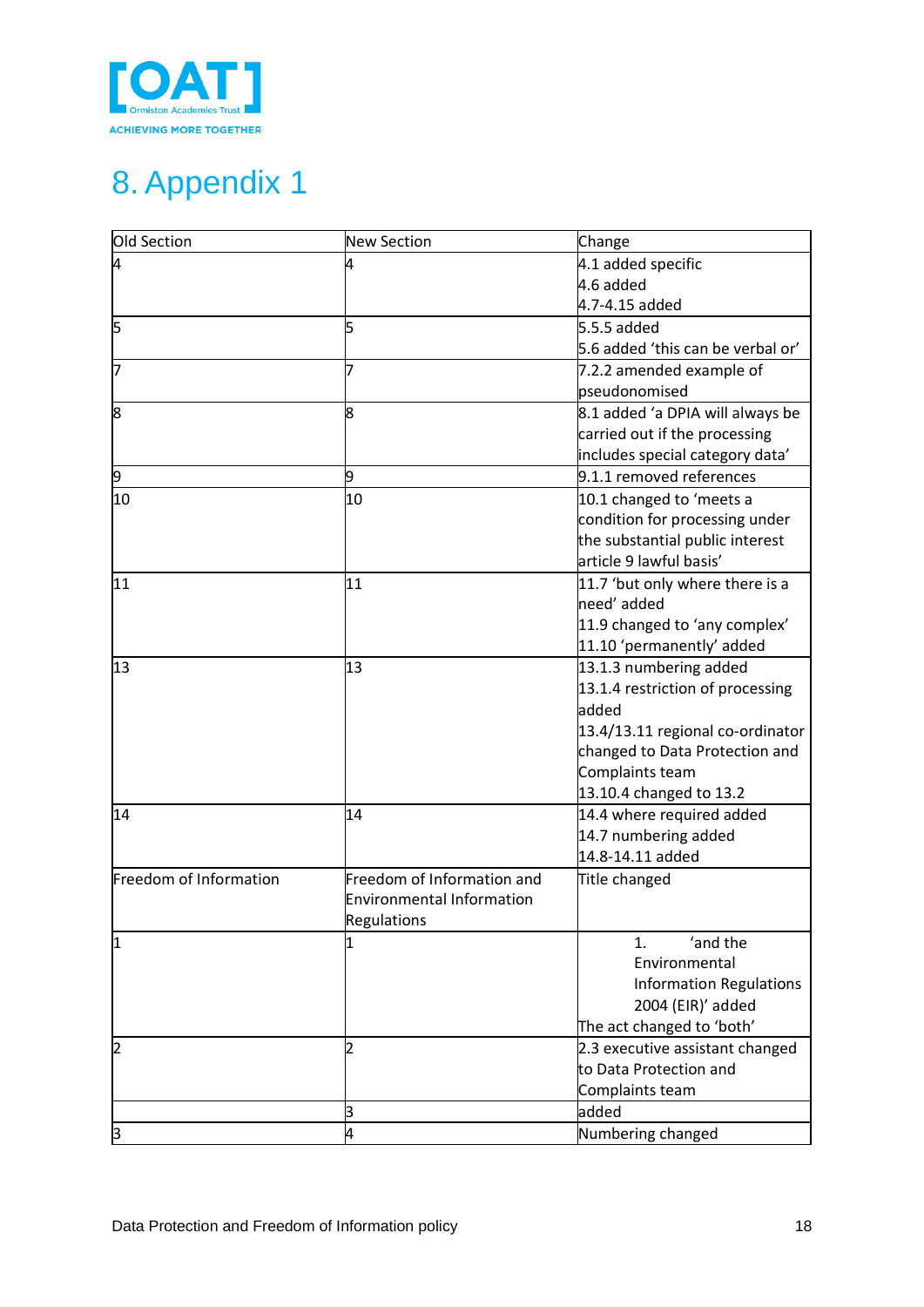# 8. Appendix 1

| Old Section | New Section | Change |
|---|---|---|
| 4 | 4 | 4.1 added specific<br>4.6 added<br>4.7-4.15 added |
| 5 | 5 | 5.5.5 added<br>5.6 added 'this can be verbal or' |
| 7 | 7 | 7.2.2 amended example of pseudonomised |
| 8 | 8 | 8.1 added 'a DPIA will always be carried out if the processing includes special category data' |
| 9 | 9 | 9.1.1 removed references |
| 10 | 10 | 10.1 changed to 'meets a condition for processing under the substantial public interest article 9 lawful basis' |
| 11 | 11 | 11.7 'but only where there is a need' added<br>11.9 changed to 'any complex'<br>11.10 'permanently' added |
| 13 | 13 | 13.1.3 numbering added<br>13.1.4 restriction of processing added<br>13.4/13.11 regional co-ordinator changed to Data Protection and Complaints team<br>13.10.4 changed to 13.2 |
| 14 | 14 | 14.4 where required added<br>14.7 numbering added<br>14.8-14.11 added |
| Freedom of Information | Freedom of Information and Environmental Information Regulations | Title changed |
| 1 | 1 | 1. 'and the Environmental Information Regulations 2004 (EIR)' added<br>The act changed to 'both' |
| 2 | 2 | 2.3 executive assistant changed to Data Protection and Complaints team |
| | 3 | added |
| 3 | 4 | Numbering changed |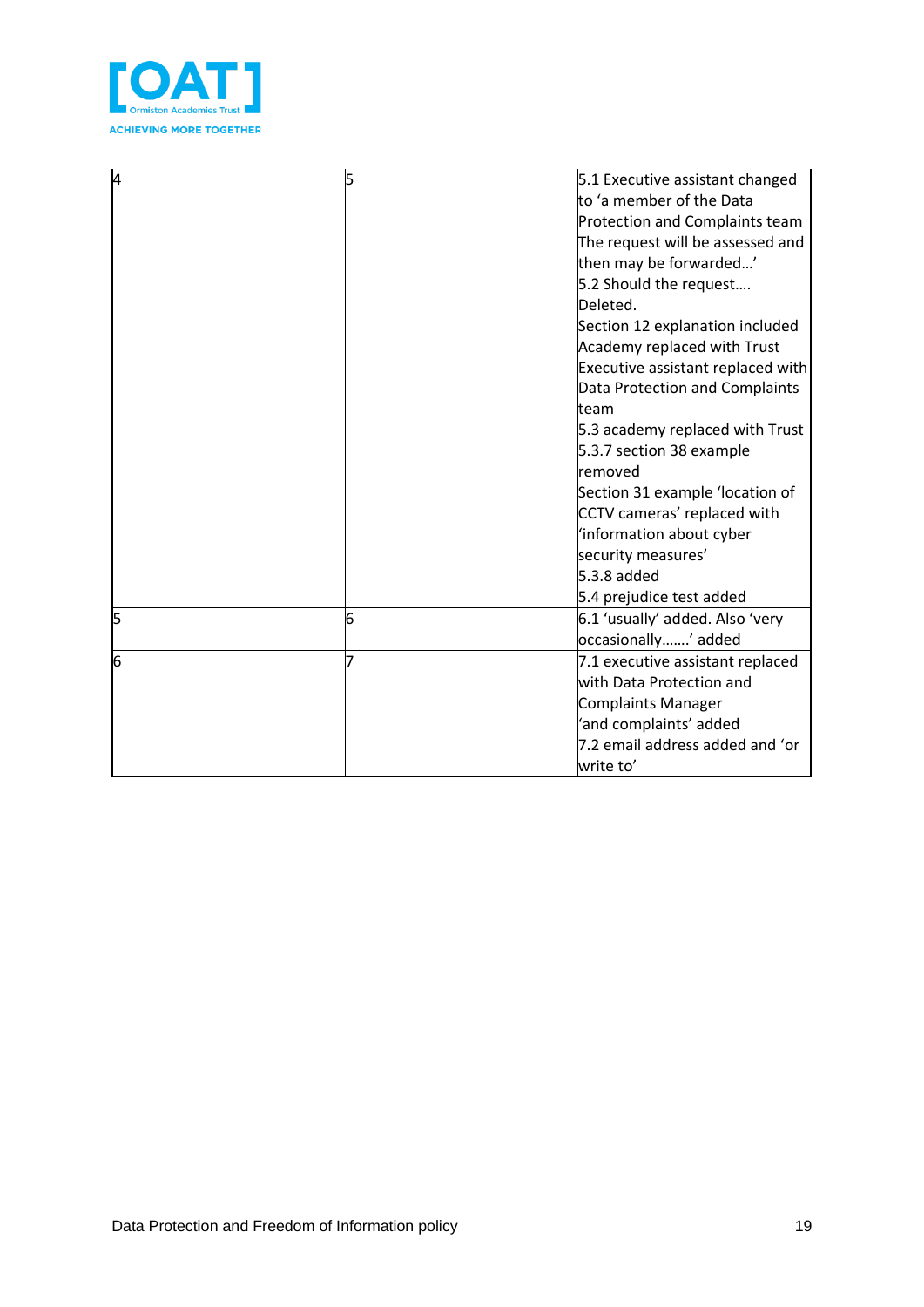| | | |
|---|---|---|
| 4 | 5 | 5.1 Executive assistant changed to 'a member of the Data Protection and Complaints team The request will be assessed and then may be forwarded…'<br>5.2 Should the request…. Deleted.<br>Section 12 explanation included Academy replaced with Trust Executive assistant replaced with Data Protection and Complaints team<br>5.3 academy replaced with Trust<br>5.3.7 section 38 example removed<br>Section 31 example 'location of CCTV cameras' replaced with 'information about cyber security measures'<br>5.3.8 added<br>5.4 prejudice test added |
| 5 | 6 | 6.1 'usually' added. Also 'very occasionally…….' added |
| 6 | 7 | 7.1 executive assistant replaced with Data Protection and Complaints Manager<br>'and complaints' added<br>7.2 email address added and 'or write to' |